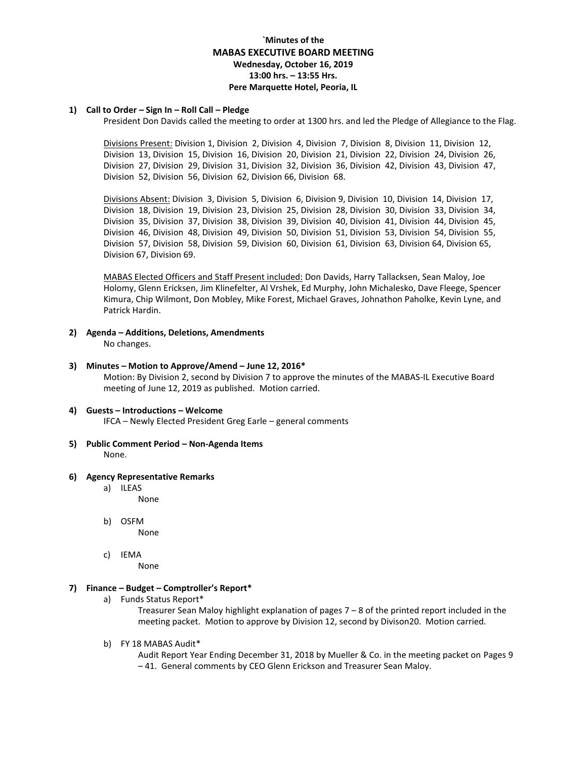# `Minutes of the
## MABAS EXECUTIVE BOARD MEETING
**Wednesday, October 16, 2019**
**13:00 hrs. – 13:55 Hrs.**
**Pere Marquette Hotel, Peoria, IL**

**1) Call to Order – Sign In – Roll Call – Pledge**

President Don Davids called the meeting to order at 1300 hrs. and led the Pledge of Allegiance to the Flag.

Divisions Present: Division 1, Division 2, Division 4, Division 7, Division 8, Division 11, Division 12, Division 13, Division 15, Division 16, Division 20, Division 21, Division 22, Division 24, Division 26, Division 27, Division 29, Division 31, Division 32, Division 36, Division 42, Division 43, Division 47, Division 52, Division 56, Division 62, Division 66, Division 68.

Divisions Absent: Division 3, Division 5, Division 6, Division 9, Division 10, Division 14, Division 17, Division 18, Division 19, Division 23, Division 25, Division 28, Division 30, Division 33, Division 34, Division 35, Division 37, Division 38, Division 39, Division 40, Division 41, Division 44, Division 45, Division 46, Division 48, Division 49, Division 50, Division 51, Division 53, Division 54, Division 55, Division 57, Division 58, Division 59, Division 60, Division 61, Division 63, Division 64, Division 65, Division 67, Division 69.

MABAS Elected Officers and Staff Present included: Don Davids, Harry Tallacksen, Sean Maloy, Joe Holomy, Glenn Ericksen, Jim Klinefelter, Al Vrshek, Ed Murphy, John Michalesko, Dave Fleege, Spencer Kimura, Chip Wilmont, Don Mobley, Mike Forest, Michael Graves, Johnathon Paholke, Kevin Lyne, and Patrick Hardin.

**2) Agenda – Additions, Deletions, Amendments**

No changes.

**3) Minutes – Motion to Approve/Amend – June 12, 2016***

Motion: By Division 2, second by Division 7 to approve the minutes of the MABAS-IL Executive Board meeting of June 12, 2019 as published. Motion carried.

**4) Guests – Introductions – Welcome**

IFCA – Newly Elected President Greg Earle – general comments

**5) Public Comment Period – Non-Agenda Items**

None.

**6) Agency Representative Remarks**

a) ILEAS

None

b) OSFM

None

c) IEMA

None

**7) Finance – Budget – Comptroller's Report***

a) Funds Status Report*

Treasurer Sean Maloy highlight explanation of pages 7 – 8 of the printed report included in the meeting packet. Motion to approve by Division 12, second by Divison20. Motion carried.

b) FY 18 MABAS Audit*

Audit Report Year Ending December 31, 2018 by Mueller & Co. in the meeting packet on Pages 9 – 41. General comments by CEO Glenn Erickson and Treasurer Sean Maloy.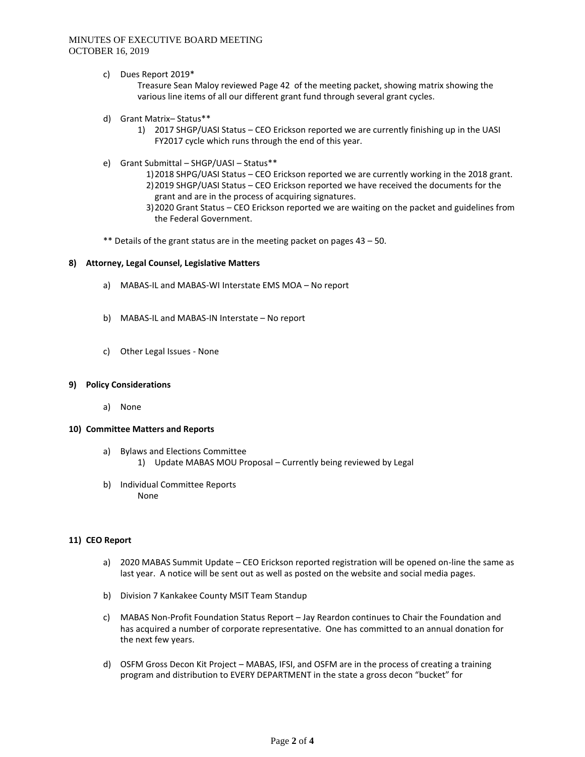c) Dues Report 2019*

Treasure Sean Maloy reviewed Page 42 of the meeting packet, showing matrix showing the various line items of all our different grant fund through several grant cycles.

d) Grant Matrix– Status**

1) 2017 SHGP/UASI Status – CEO Erickson reported we are currently finishing up in the UASI FY2017 cycle which runs through the end of this year.

e) Grant Submittal – SHGP/UASI – Status**

1) 2018 SHPG/UASI Status – CEO Erickson reported we are currently working in the 2018 grant.
2) 2019 SHGP/UASI Status – CEO Erickson reported we have received the documents for the grant and are in the process of acquiring signatures.
3) 2020 Grant Status – CEO Erickson reported we are waiting on the packet and guidelines from the Federal Government.

** Details of the grant status are in the meeting packet on pages 43 – 50.

**8) Attorney, Legal Counsel, Legislative Matters**

a) MABAS-IL and MABAS-WI Interstate EMS MOA – No report

b) MABAS-IL and MABAS-IN Interstate – No report

c) Other Legal Issues - None

**9) Policy Considerations**

a) None

**10) Committee Matters and Reports**

a) Bylaws and Elections Committee

1) Update MABAS MOU Proposal – Currently being reviewed by Legal

b) Individual Committee Reports

None

**11) CEO Report**

a) 2020 MABAS Summit Update – CEO Erickson reported registration will be opened on-line the same as last year. A notice will be sent out as well as posted on the website and social media pages.

b) Division 7 Kankakee County MSIT Team Standup

c) MABAS Non-Profit Foundation Status Report – Jay Reardon continues to Chair the Foundation and has acquired a number of corporate representative. One has committed to an annual donation for the next few years.

d) OSFM Gross Decon Kit Project – MABAS, IFSI, and OSFM are in the process of creating a training program and distribution to EVERY DEPARTMENT in the state a gross decon "bucket" for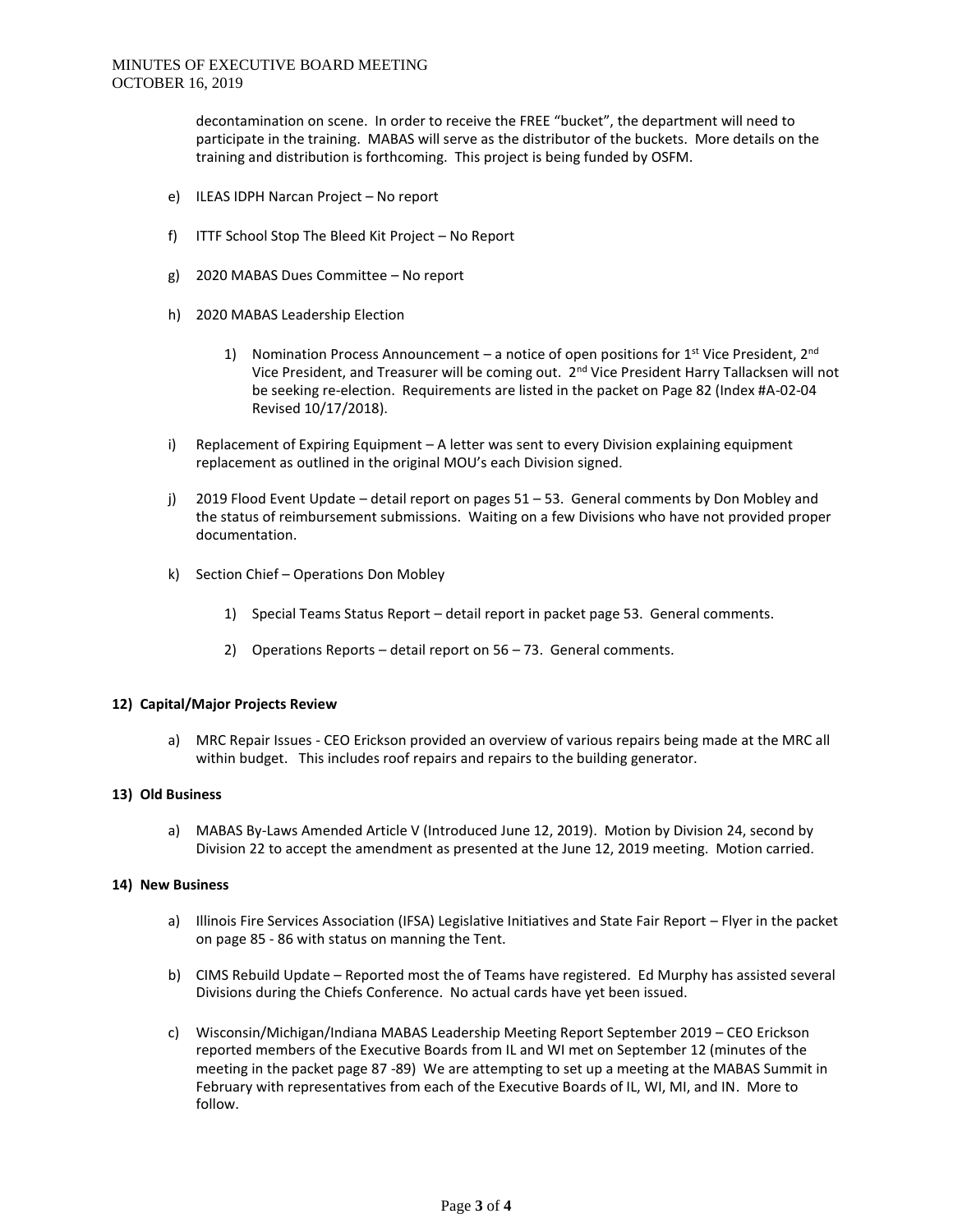decontamination on scene. In order to receive the FREE "bucket", the department will need to participate in the training. MABAS will serve as the distributor of the buckets. More details on the training and distribution is forthcoming. This project is being funded by OSFM.

e) ILEAS IDPH Narcan Project – No report

f) ITTF School Stop The Bleed Kit Project – No Report

g) 2020 MABAS Dues Committee – No report

h) 2020 MABAS Leadership Election

1) Nomination Process Announcement – a notice of open positions for 1st Vice President, 2nd Vice President, and Treasurer will be coming out. 2nd Vice President Harry Tallacksen will not be seeking re-election. Requirements are listed in the packet on Page 82 (Index #A-02-04 Revised 10/17/2018).

i) Replacement of Expiring Equipment – A letter was sent to every Division explaining equipment replacement as outlined in the original MOU's each Division signed.

j) 2019 Flood Event Update – detail report on pages 51 – 53. General comments by Don Mobley and the status of reimbursement submissions. Waiting on a few Divisions who have not provided proper documentation.

k) Section Chief – Operations Don Mobley

1) Special Teams Status Report – detail report in packet page 53. General comments.

2) Operations Reports – detail report on 56 – 73. General comments.

**12) Capital/Major Projects Review**

a) MRC Repair Issues - CEO Erickson provided an overview of various repairs being made at the MRC all within budget. This includes roof repairs and repairs to the building generator.

**13) Old Business**

a) MABAS By-Laws Amended Article V (Introduced June 12, 2019). Motion by Division 24, second by Division 22 to accept the amendment as presented at the June 12, 2019 meeting. Motion carried.

**14) New Business**

a) Illinois Fire Services Association (IFSA) Legislative Initiatives and State Fair Report – Flyer in the packet on page 85 - 86 with status on manning the Tent.

b) CIMS Rebuild Update – Reported most the of Teams have registered. Ed Murphy has assisted several Divisions during the Chiefs Conference. No actual cards have yet been issued.

c) Wisconsin/Michigan/Indiana MABAS Leadership Meeting Report September 2019 – CEO Erickson reported members of the Executive Boards from IL and WI met on September 12 (minutes of the meeting in the packet page 87 -89) We are attempting to set up a meeting at the MABAS Summit in February with representatives from each of the Executive Boards of IL, WI, MI, and IN. More to follow.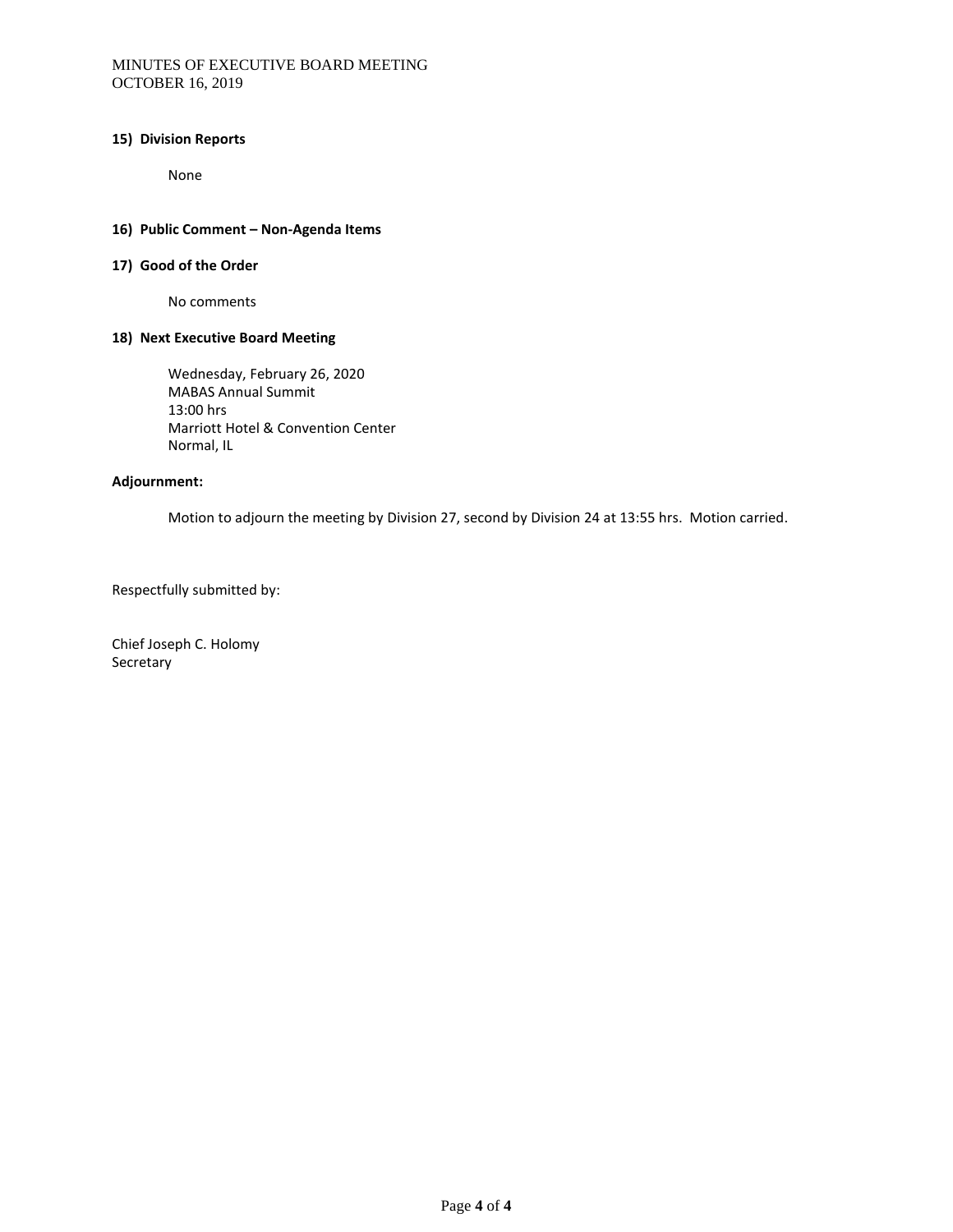**15) Division Reports**

None

**16) Public Comment – Non-Agenda Items**

**17) Good of the Order**

No comments

**18) Next Executive Board Meeting**

Wednesday, February 26, 2020
MABAS Annual Summit
13:00 hrs
Marriott Hotel & Convention Center
Normal, IL

**Adjournment:**

Motion to adjourn the meeting by Division 27, second by Division 24 at 13:55 hrs. Motion carried.

Respectfully submitted by:

Chief Joseph C. Holomy
Secretary